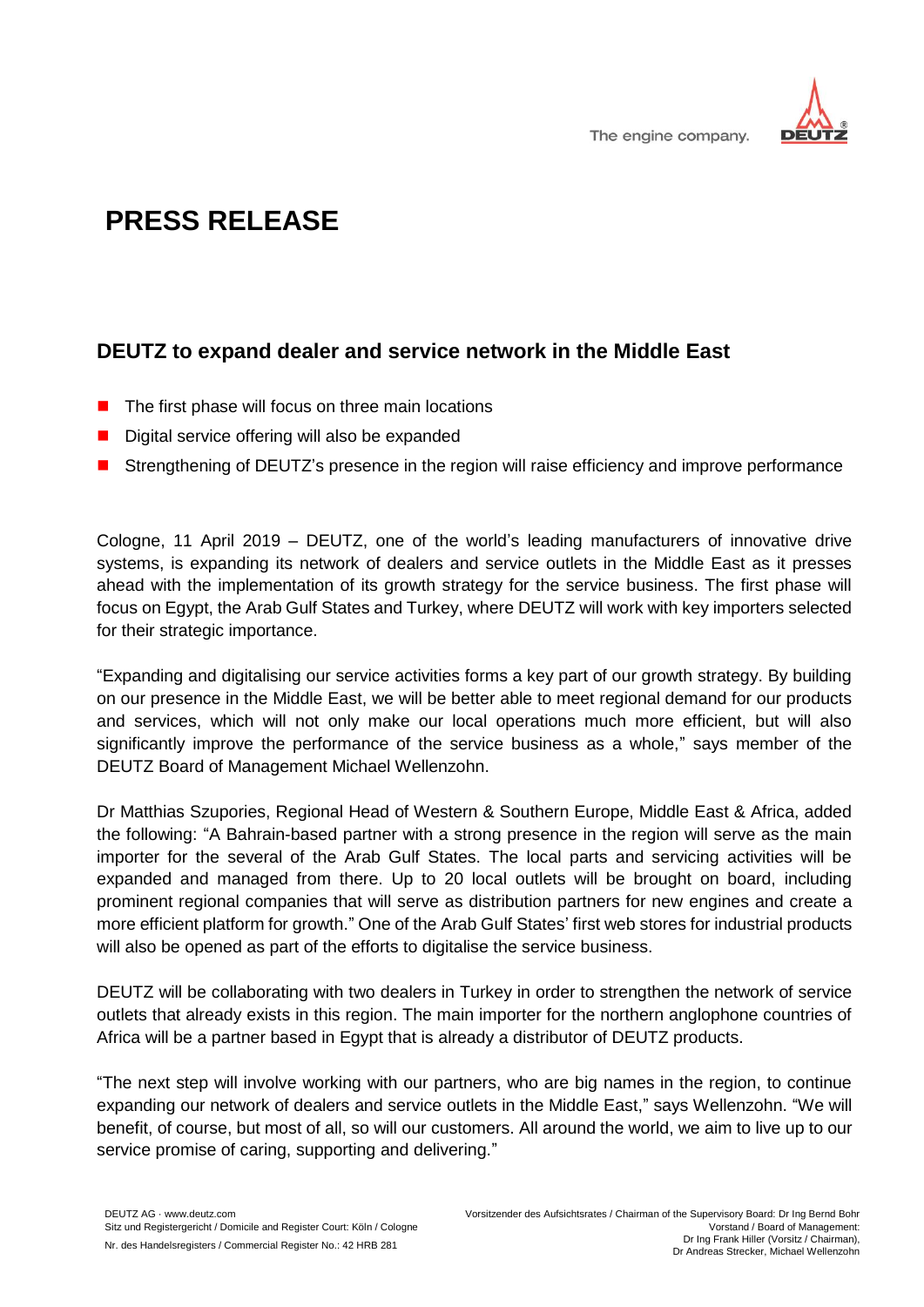# PRESS RELEASE

## DEUTZ to expand dealer and service network in the Middle East

- The first phase will focus on three main locations
- Digital service offering will also be expanded
- Strengthening of DEUTZ's presence in the region will raise efficiency and improve performance

Cologne, 11 April 2019 – DEUTZ, one of the world's leading manufacturers of innovative drive systems, is expanding its network of dealers and service outlets in the Middle East as it presses ahead with the implementation of its growth strategy for the service business. The first phase will focus on Egypt, the Arab Gulf States and Turkey, where DEUTZ will work with key importers selected for their strategic importance.

"Expanding and digitalising our service activities forms a key part of our growth strategy. By building on our presence in the Middle East, we will be better able to meet regional demand for our products and services, which will not only make our local operations much more efficient, but will also significantly improve the performance of the service business as a whole," says member of the DEUTZ Board of Management Michael Wellenzohn.

Dr Matthias Szupories, Regional Head of Western & Southern Europe, Middle East & Africa, added the following: "A Bahrain-based partner with a strong presence in the region will serve as the main importer for the several of the Arab Gulf States. The local parts and servicing activities will be expanded and managed from there. Up to 20 local outlets will be brought on board, including prominent regional companies that will serve as distribution partners for new engines and create a more efficient platform for growth." One of the Arab Gulf States' first web stores for industrial products will also be opened as part of the efforts to digitalise the service business.

DEUTZ will be collaborating with two dealers in Turkey in order to strengthen the network of service outlets that already exists in this region. The main importer for the northern anglophone countries of Africa will be a partner based in Egypt that is already a distributor of DEUTZ products.

"The next step will involve working with our partners, who are big names in the region, to continue expanding our network of dealers and service outlets in the Middle East," says Wellenzohn. "We will benefit, of course, but most of all, so will our customers. All around the world, we aim to live up to our service promise of caring, supporting and delivering."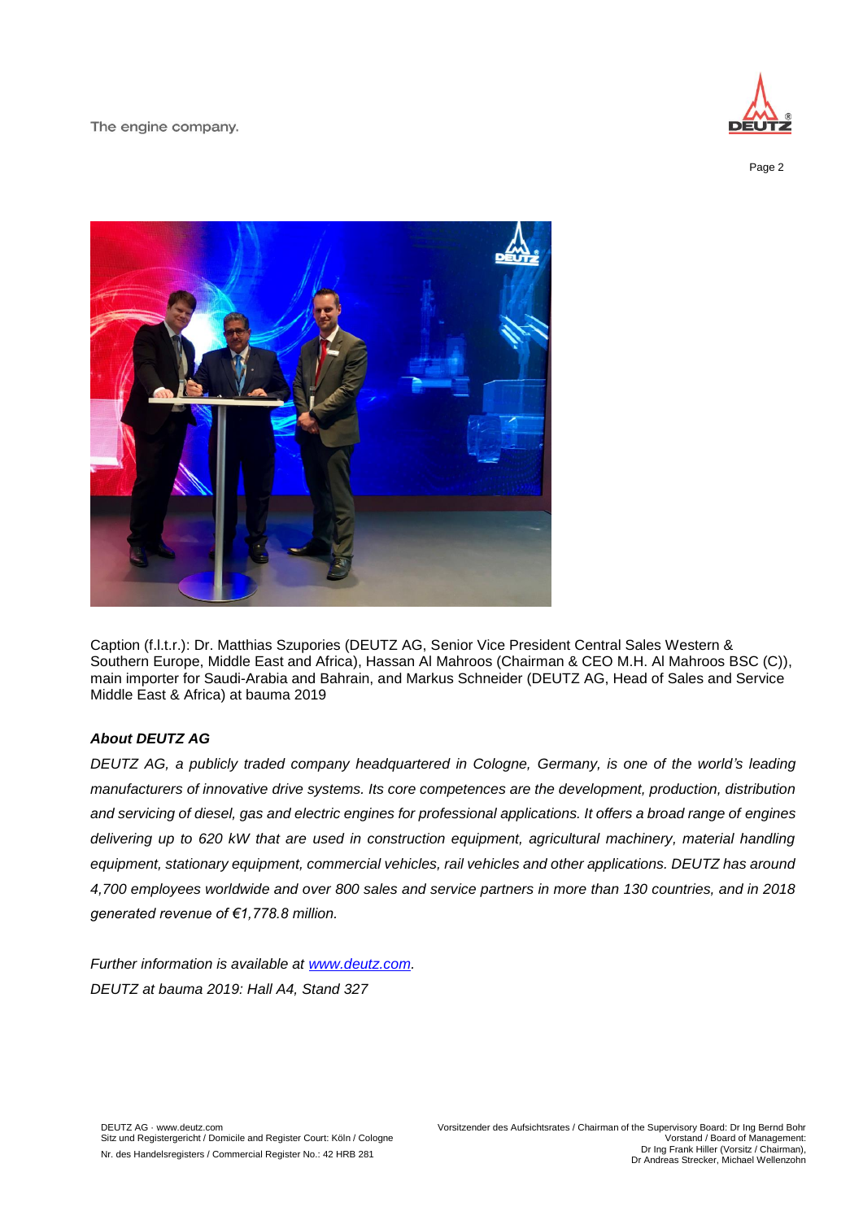Caption (f.l.t.r.): Dr. Matthias Szupories (DEUTZ AG, Senior Vice President Central Sales Western & Southern Europe, Middle East and Africa), Hassan Al Mahroos (Chairman & CEO M.H. Al Mahroos BSC (C)), main importer for Saudi-Arabia and Bahrain, and Markus Schneider (DEUTZ AG, Head of Sales and Service Middle East & Africa) at bauma 2019

***About DEUTZ AG***

*DEUTZ AG, a publicly traded company headquartered in Cologne, Germany, is one of the world's leading manufacturers of innovative drive systems. Its core competences are the development, production, distribution and servicing of diesel, gas and electric engines for professional applications. It offers a broad range of engines delivering up to 620 kW that are used in construction equipment, agricultural machinery, material handling equipment, stationary equipment, commercial vehicles, rail vehicles and other applications. DEUTZ has around 4,700 employees worldwide and over 800 sales and service partners in more than 130 countries, and in 2018 generated revenue of €1,778.8 million.*

*Further information is available at [www.deutz.com](http://www.deutz.com).*
*DEUTZ at bauma 2019: Hall A4, Stand 327*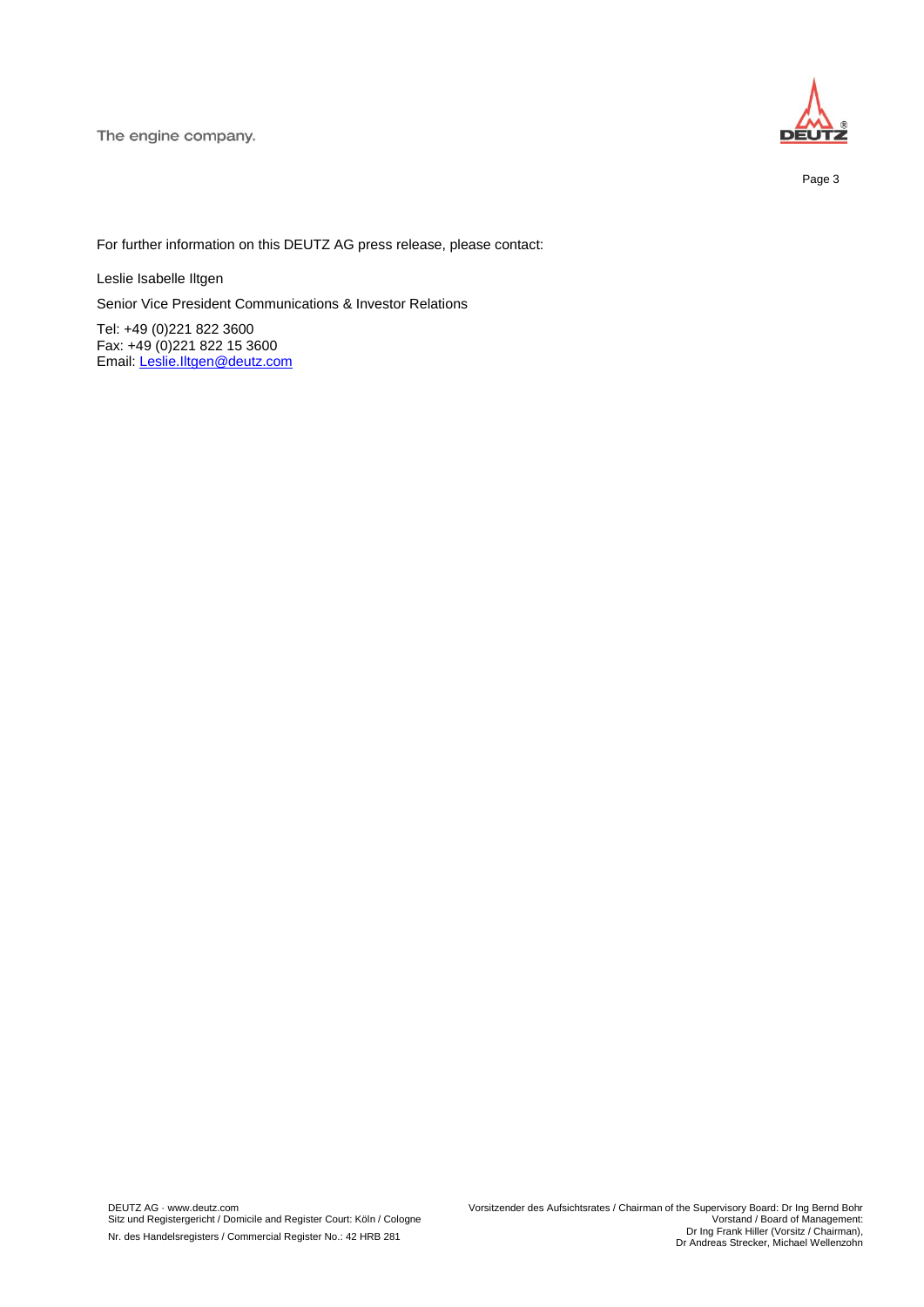For further information on this DEUTZ AG press release, please contact:

Leslie Isabelle Iltgen

Senior Vice President Communications & Investor Relations

Tel: +49 (0)221 822 3600
Fax: +49 (0)221 822 15 3600
Email: Leslie.Iltgen@deutz.com